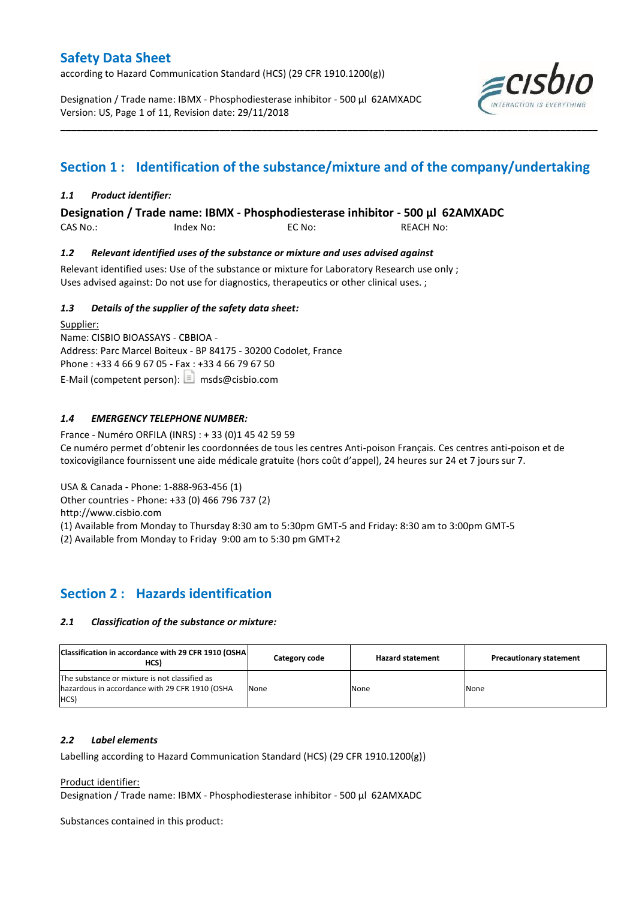# Safety Data Sheet

according to Hazard Communication Standard (HCS) (29 CFR 1910.1200(g))

Designation / Trade name: IBMX - Phosphodiesterase inhibitor - 500 µl 62AMXADC
Version: US, Page 1 of 11, Revision date: 29/11/2018

## Section 1 : Identification of the substance/mixture and of the company/undertaking

### *1.1 Product identifier:*

**Designation / Trade name: IBMX - Phosphodiesterase inhibitor - 500 µl 62AMXADC**

CAS No.: Index No: EC No: REACH No:

### *1.2 Relevant identified uses of the substance or mixture and uses advised against*

Relevant identified uses: Use of the substance or mixture for Laboratory Research use only ;
Uses advised against: Do not use for diagnostics, therapeutics or other clinical uses. ;

### *1.3 Details of the supplier of the safety data sheet:*

Supplier:
Name: CISBIO BIOASSAYS - CBBIOA -
Address: Parc Marcel Boiteux - BP 84175 - 30200 Codolet, France
Phone : +33 4 66 9 67 05 - Fax : +33 4 66 79 67 50
E-Mail (competent person): msds@cisbio.com

### *1.4 EMERGENCY TELEPHONE NUMBER:*

France - Numéro ORFILA (INRS) : + 33 (0)1 45 42 59 59
Ce numéro permet d'obtenir les coordonnées de tous les centres Anti-poison Français. Ces centres anti-poison et de toxicovigilance fournissent une aide médicale gratuite (hors coût d'appel), 24 heures sur 24 et 7 jours sur 7.

USA & Canada - Phone: 1-888-963-456 (1)
Other countries - Phone: +33 (0) 466 796 737 (2)
http://www.cisbio.com
(1) Available from Monday to Thursday 8:30 am to 5:30pm GMT-5 and Friday: 8:30 am to 3:00pm GMT-5
(2) Available from Monday to Friday 9:00 am to 5:30 pm GMT+2

## Section 2 : Hazards identification

### *2.1 Classification of the substance or mixture:*

| Classification in accordance with 29 CFR 1910 (OSHA HCS) | Category code | Hazard statement | Precautionary statement |
|---|---|---|---|
| The substance or mixture is not classified as hazardous in accordance with 29 CFR 1910 (OSHA HCS) | None | None | None |

### *2.2 Label elements*

Labelling according to Hazard Communication Standard (HCS) (29 CFR 1910.1200(g))

Product identifier:
Designation / Trade name: IBMX - Phosphodiesterase inhibitor - 500 µl 62AMXADC

Substances contained in this product: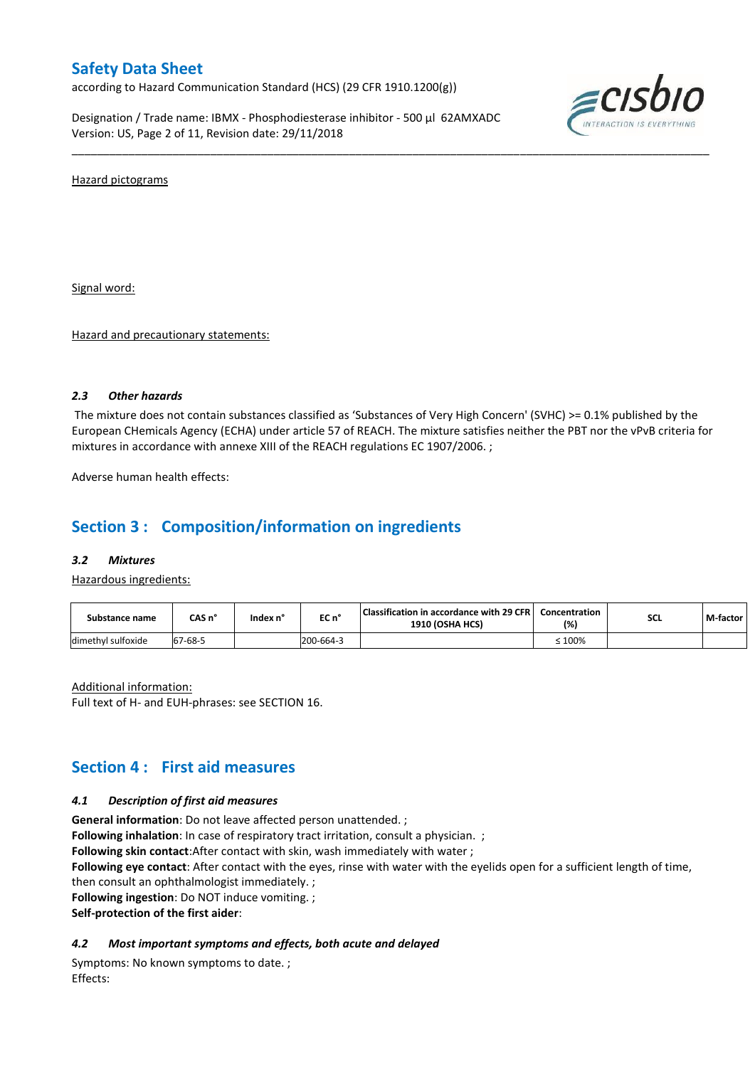Hazard pictograms

Signal word:

Hazard and precautionary statements:

### 2.3 *Other hazards*

The mixture does not contain substances classified as 'Substances of Very High Concern' (SVHC) >= 0.1% published by the European CHemicals Agency (ECHA) under article 57 of REACH. The mixture satisfies neither the PBT nor the vPvB criteria for mixtures in accordance with annexe XIII of the REACH regulations EC 1907/2006. ;

Adverse human health effects:

## Section 3 : Composition/information on ingredients

### 3.2 *Mixtures*

Hazardous ingredients:

| Substance name | CAS n° | Index n° | EC n° | Classification in accordance with 29 CFR 1910 (OSHA HCS) | Concentration (%) | SCL | M-factor |
|---|---|---|---|---|---|---|---|
| dimethyl sulfoxide | 67-68-5 | | 200-664-3 | | ≤ 100% | | |

Additional information:
Full text of H- and EUH-phrases: see SECTION 16.

## Section 4 : First aid measures

### 4.1 *Description of first aid measures*

**General information**: Do not leave affected person unattended. ;
**Following inhalation**: In case of respiratory tract irritation, consult a physician. ;
**Following skin contact**:After contact with skin, wash immediately with water ;
**Following eye contact**: After contact with the eyes, rinse with water with the eyelids open for a sufficient length of time, then consult an ophthalmologist immediately. ;
**Following ingestion**: Do NOT induce vomiting. ;
**Self-protection of the first aider**:

### 4.2 *Most important symptoms and effects, both acute and delayed*

Symptoms: No known symptoms to date. ;
Effects: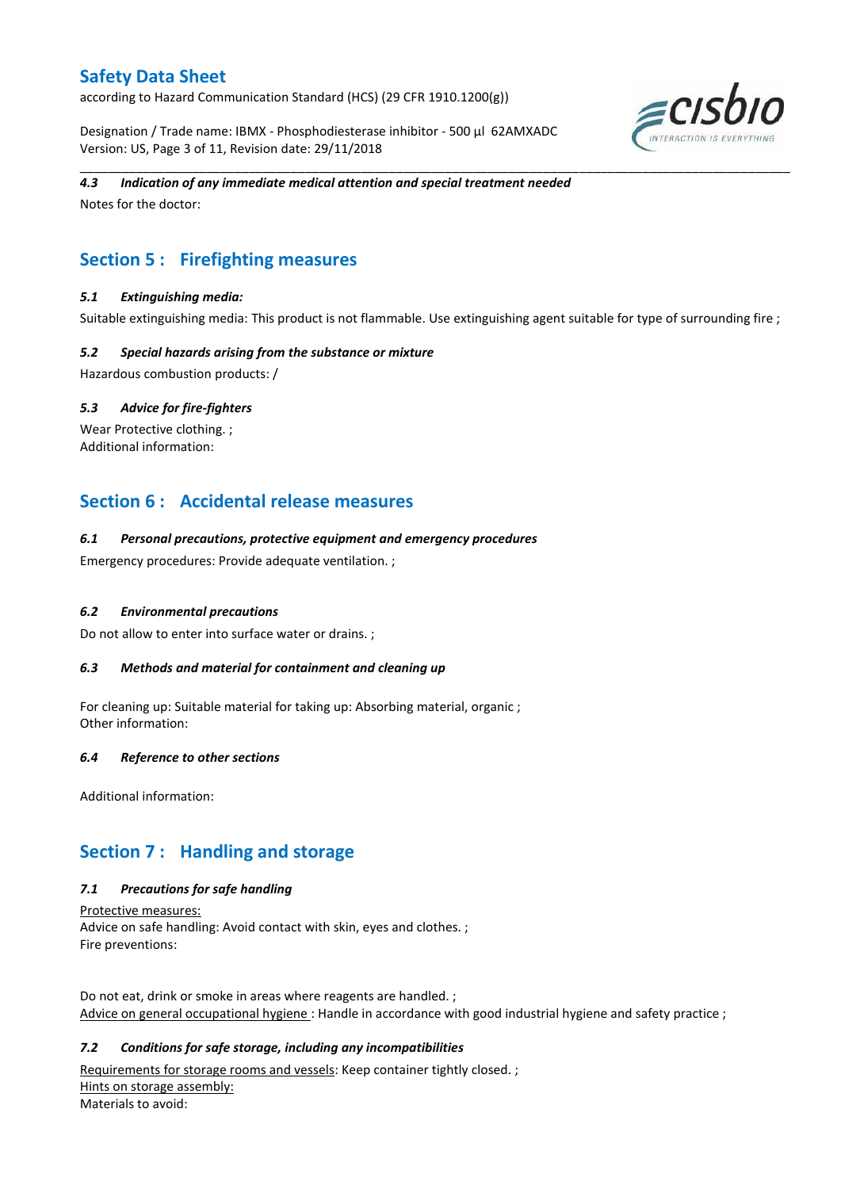#### *4.3 Indication of any immediate medical attention and special treatment needed*

Notes for the doctor:

## Section 5 : Firefighting measures

#### *5.1 Extinguishing media:*

Suitable extinguishing media: This product is not flammable. Use extinguishing agent suitable for type of surrounding fire ;

#### *5.2 Special hazards arising from the substance or mixture*

Hazardous combustion products: /

#### *5.3 Advice for fire-fighters*

Wear Protective clothing. ;
Additional information:

## Section 6 : Accidental release measures

#### *6.1 Personal precautions, protective equipment and emergency procedures*

Emergency procedures: Provide adequate ventilation. ;

#### *6.2 Environmental precautions*

Do not allow to enter into surface water or drains. ;

#### *6.3 Methods and material for containment and cleaning up*

For cleaning up: Suitable material for taking up: Absorbing material, organic ;
Other information:

#### *6.4 Reference to other sections*

Additional information:

## Section 7 : Handling and storage

#### *7.1 Precautions for safe handling*

<u>Protective measures:</u>
Advice on safe handling: Avoid contact with skin, eyes and clothes. ;
Fire preventions:

Do not eat, drink or smoke in areas where reagents are handled. ;
<u>Advice on general occupational hygiene</u> : Handle in accordance with good industrial hygiene and safety practice ;

#### *7.2 Conditions for safe storage, including any incompatibilities*

<u>Requirements for storage rooms and vessels</u>: Keep container tightly closed. ;
<u>Hints on storage assembly:</u>
Materials to avoid: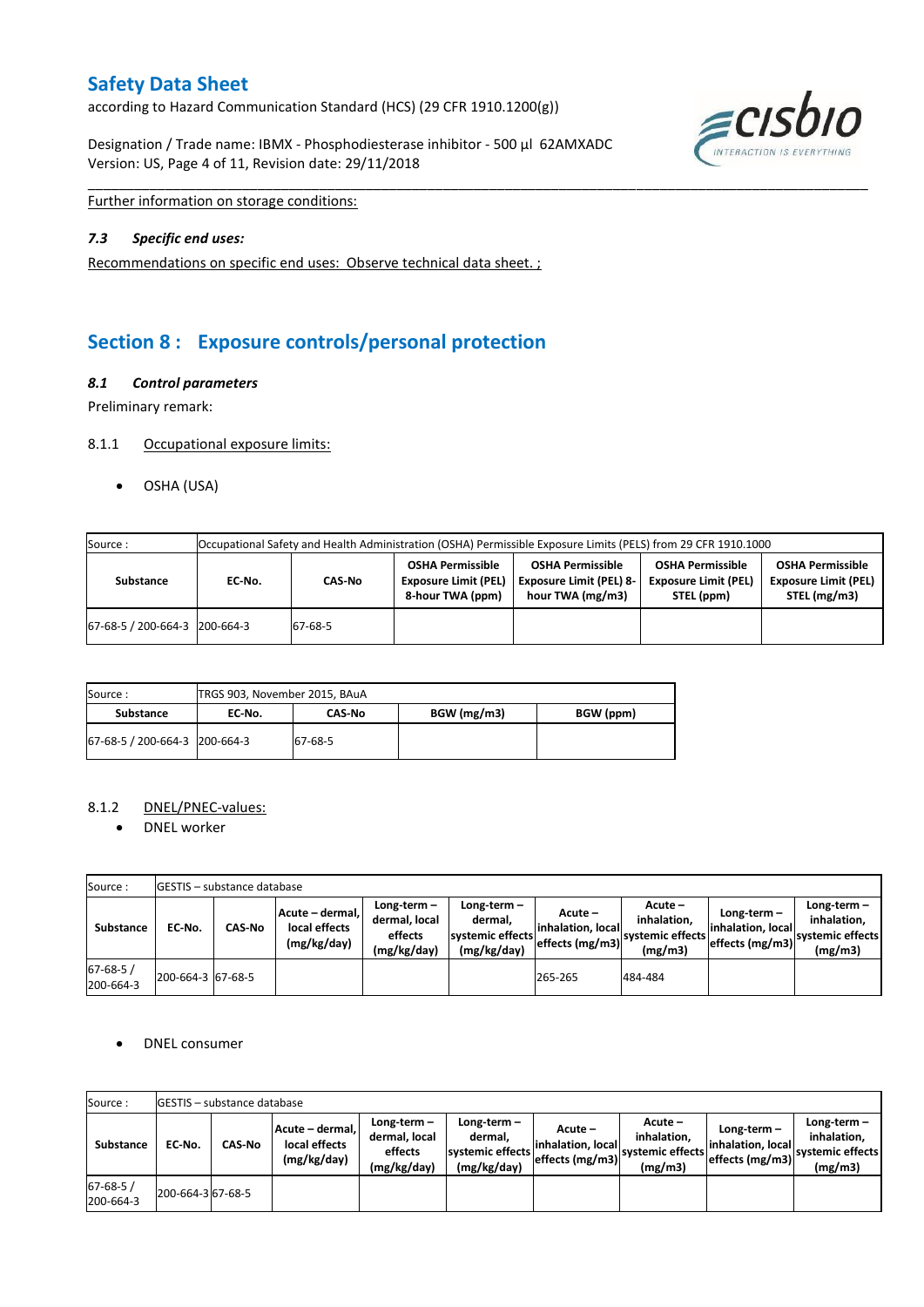Further information on storage conditions:

### *7.3 Specific end uses:*

Recommendations on specific end uses: Observe technical data sheet. ;

## Section 8 : Exposure controls/personal protection

### *8.1 Control parameters*

Preliminary remark:

8.1.1 Occupational exposure limits:

- OSHA (USA)

| Source : | Occupational Safety and Health Administration (OSHA) Permissible Exposure Limits (PELS) from 29 CFR 1910.1000 | | | | | |
|---|---|---|---|---|---|---|
| **Substance** | **EC-No.** | **CAS-No** | **OSHA Permissible Exposure Limit (PEL) 8-hour TWA (ppm)** | **OSHA Permissible Exposure Limit (PEL) 8-hour TWA (mg/m3)** | **OSHA Permissible Exposure Limit (PEL) STEL (ppm)** | **OSHA Permissible Exposure Limit (PEL) STEL (mg/m3)** |
| 67-68-5 / 200-664-3 | 200-664-3 | 67-68-5 | | | | |

| Source : | TRGS 903, November 2015, BAuA | | | |
|---|---|---|---|---|
| **Substance** | **EC-No.** | **CAS-No** | **BGW (mg/m3)** | **BGW (ppm)** |
| 67-68-5 / 200-664-3 | 200-664-3 | 67-68-5 | | |

8.1.2 DNEL/PNEC-values:

- DNEL worker

| Source : | GESTIS – substance database | | | | | | | | | |
|---|---|---|---|---|---|---|---|---|---|---|
| **Substance** | **EC-No.** | **CAS-No** | **Acute – dermal, local effects (mg/kg/day)** | **Long-term – dermal, local effects (mg/kg/day)** | **Long-term – dermal, systemic effects (mg/kg/day)** | **Acute – inhalation, local effects (mg/m3)** | **Acute – inhalation, systemic effects (mg/m3)** | **Long-term – inhalation, local effects (mg/m3)** | **Long-term – inhalation, systemic effects (mg/m3)** |
| 67-68-5 / 200-664-3 | 200-664-3 | 67-68-5 | | | | 265-265 | 484-484 | | |

- DNEL consumer

| Source : | GESTIS – substance database | | | | | | | | | |
|---|---|---|---|---|---|---|---|---|---|---|
| **Substance** | **EC-No.** | **CAS-No** | **Acute – dermal, local effects (mg/kg/day)** | **Long-term – dermal, local effects (mg/kg/day)** | **Long-term – dermal, systemic effects (mg/kg/day)** | **Acute – inhalation, local effects (mg/m3)** | **Acute – inhalation, systemic effects (mg/m3)** | **Long-term – inhalation, local effects (mg/m3)** | **Long-term – inhalation, systemic effects (mg/m3)** |
| 67-68-5 / 200-664-3 | 200-664-3 | 67-68-5 | | | | | | | |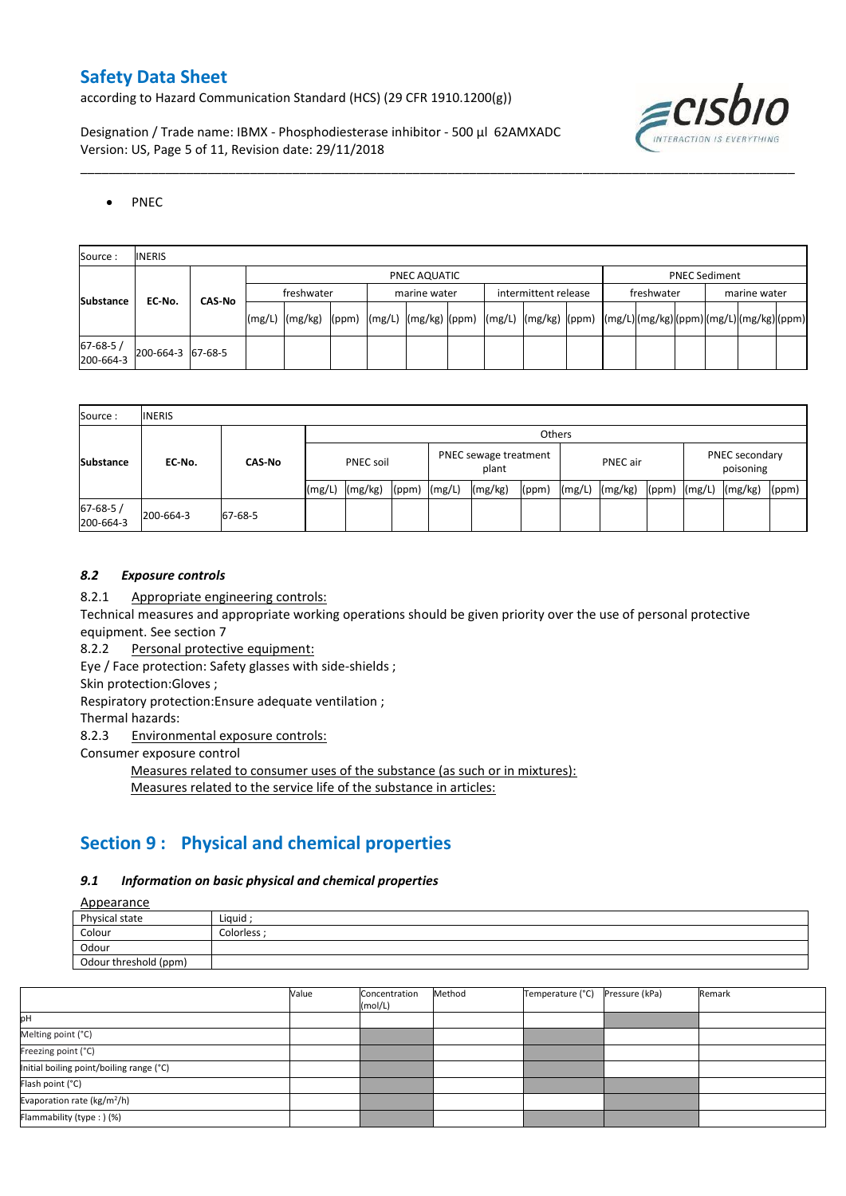- PNEC

| Source : | INERIS | | | | | | | | | | | | | | | | | | |
|---|---|---|---|---|---|---|---|---|---|---|---|---|---|---|---|---|---|---|---|
| Substance | EC-No. | CAS-No | PNEC AQUATIC | | | | | | | | | PNEC Sediment | | | | | |
| | | | freshwater | | | marine water | | | intermittent release | | | freshwater | | | marine water | | |
| | | | (mg/L) | (mg/kg) | (ppm) | (mg/L) | (mg/kg) | (ppm) | (mg/L) | (mg/kg) | (ppm) | (mg/L) | (mg/kg) | (ppm) | (mg/L) | (mg/kg) | (ppm) |
| 67-68-5 / 200-664-3 | 200-664-3 | 67-68-5 | | | | | | | | | | | | | | | |

| Source : | INERIS | | | | | | | | | | | | | | |
|---|---|---|---|---|---|---|---|---|---|---|---|---|---|---|---|
| Substance | EC-No. | CAS-No | Others | | | | | | | | | | | | |
| | | | PNEC soil | | | PNEC sewage treatment plant | | | PNEC air | | | PNEC secondary poisoning | | |
| | | | (mg/L) | (mg/kg) | (ppm) | (mg/L) | (mg/kg) | (ppm) | (mg/L) | (mg/kg) | (ppm) | (mg/L) | (mg/kg) | (ppm) |
| 67-68-5 / 200-664-3 | 200-664-3 | 67-68-5 | | | | | | | | | | | | |

### *8.2 Exposure controls*

8.2.1 Appropriate engineering controls:

Technical measures and appropriate working operations should be given priority over the use of personal protective equipment. See section 7

8.2.2 Personal protective equipment:

Eye / Face protection: Safety glasses with side-shields ;

Skin protection:Gloves ;

Respiratory protection:Ensure adequate ventilation ;

Thermal hazards:

8.2.3 Environmental exposure controls:

Consumer exposure control

Measures related to consumer uses of the substance (as such or in mixtures):

Measures related to the service life of the substance in articles:

## Section 9 : Physical and chemical properties

### *9.1 Information on basic physical and chemical properties*

Appearance

| Physical state | Liquid ; |
|---|---|
| Colour | Colorless ; |
| Odour | |
| Odour threshold (ppm) | |

| | Value | Concentration (mol/L) | Method | Temperature (°C) | Pressure (kPa) | Remark |
|---|---|---|---|---|---|---|
| pH | | | | | | |
| Melting point (°C) | | | | | | |
| Freezing point (°C) | | | | | | |
| Initial boiling point/boiling range (°C) | | | | | | |
| Flash point (°C) | | | | | | |
| Evaporation rate (kg/m²/h) | | | | | | |
| Flammability (type : ) (%) | | | | | | |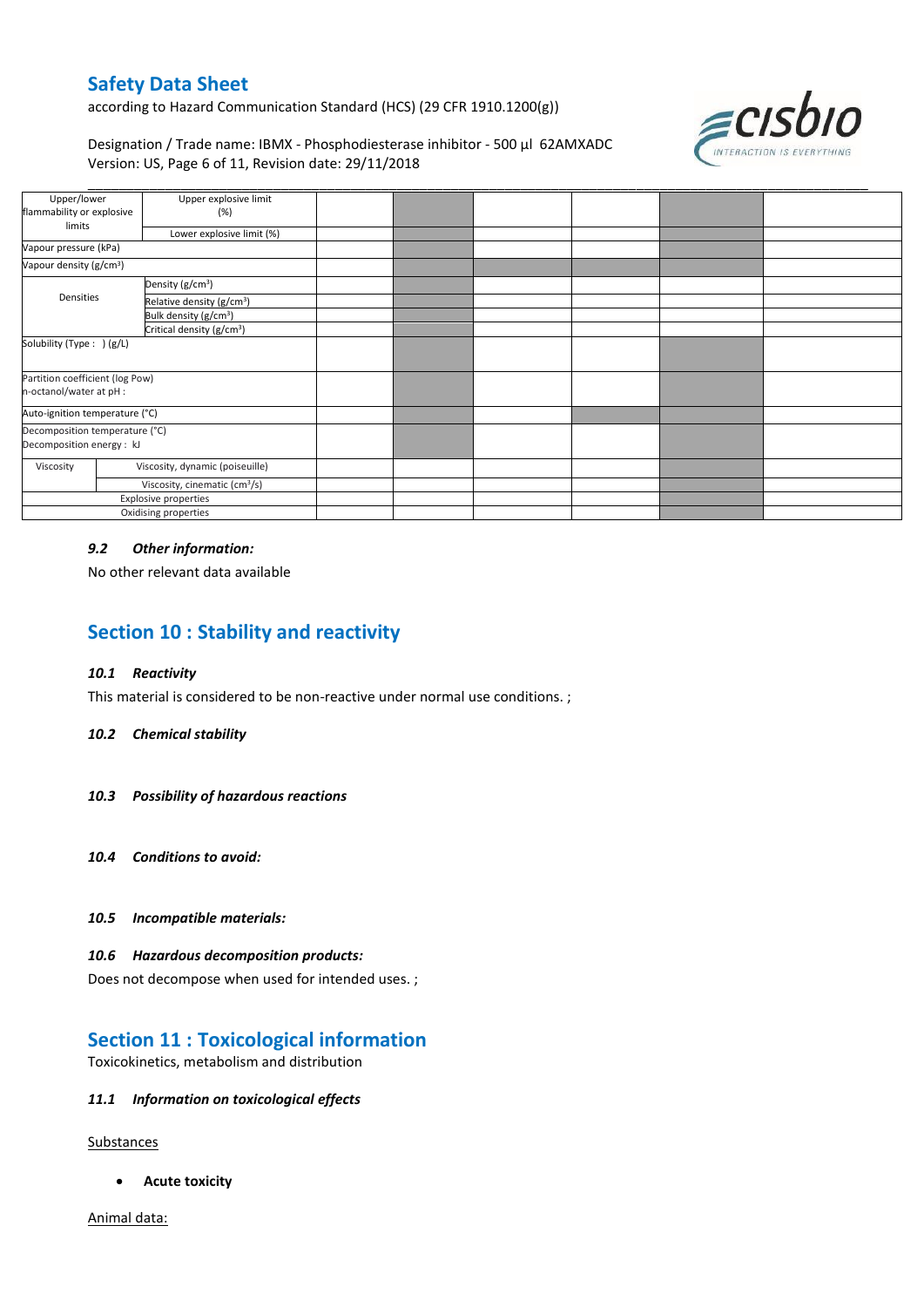| Upper/lower flammability or explosive limits | Upper explosive limit (%) | | | | | | |
|---|---|---|---|---|---|---|---|
| | Lower explosive limit (%) | | | | | | |
| Vapour pressure (kPa) | | | | | | | |
| Vapour density (g/cm³) | | | | | | | |
| Densities | Density (g/cm³) | | | | | | |
| | Relative density (g/cm³) | | | | | | |
| | Bulk density (g/cm³) | | | | | | |
| | Critical density (g/cm³) | | | | | | |
| Solubility (Type : ) (g/L) | | | | | | | |
| Partition coefficient (log Pow) n-octanol/water at pH : | | | | | | | |
| Auto-ignition temperature (°C) | | | | | | | |
| Decomposition temperature (°C) Decomposition energy : kJ | | | | | | | |
| Viscosity | Viscosity, dynamic (poiseuille) | | | | | | |
| | Viscosity, cinematic (cm³/s) | | | | | | |
| Explosive properties | | | | | | | |
| Oxidising properties | | | | | | | |

#### *9.2 Other information:*

No other relevant data available

## Section 10 : Stability and reactivity

#### *10.1 Reactivity*

This material is considered to be non-reactive under normal use conditions. ;

#### *10.2 Chemical stability*

#### *10.3 Possibility of hazardous reactions*

#### *10.4 Conditions to avoid:*

#### *10.5 Incompatible materials:*

#### *10.6 Hazardous decomposition products:*

Does not decompose when used for intended uses. ;

## Section 11 : Toxicological information

Toxicokinetics, metabolism and distribution

#### *11.1 Information on toxicological effects*

Substances

- **Acute toxicity**

Animal data: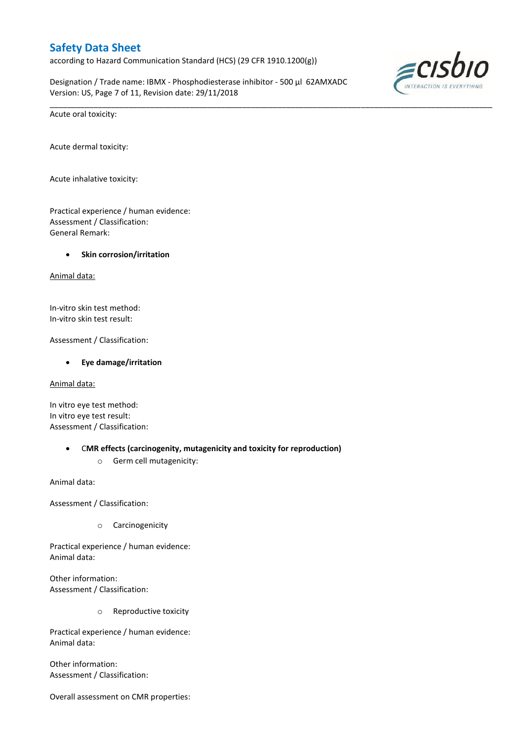Acute oral toxicity:

Acute dermal toxicity:

Acute inhalative toxicity:

Practical experience / human evidence:
Assessment / Classification:
General Remark:

- **Skin corrosion/irritation**

Animal data:

In-vitro skin test method:
In-vitro skin test result:

Assessment / Classification:

- **Eye damage/irritation**

Animal data:

In vitro eye test method:
In vitro eye test result:
Assessment / Classification:

- **CMR effects (carcinogenity, mutagenicity and toxicity for reproduction)**
    - Germ cell mutagenicity:

Animal data:

Assessment / Classification:

- Carcinogenicity

Practical experience / human evidence:
Animal data:

Other information:
Assessment / Classification:

- Reproductive toxicity

Practical experience / human evidence:
Animal data:

Other information:
Assessment / Classification:

Overall assessment on CMR properties: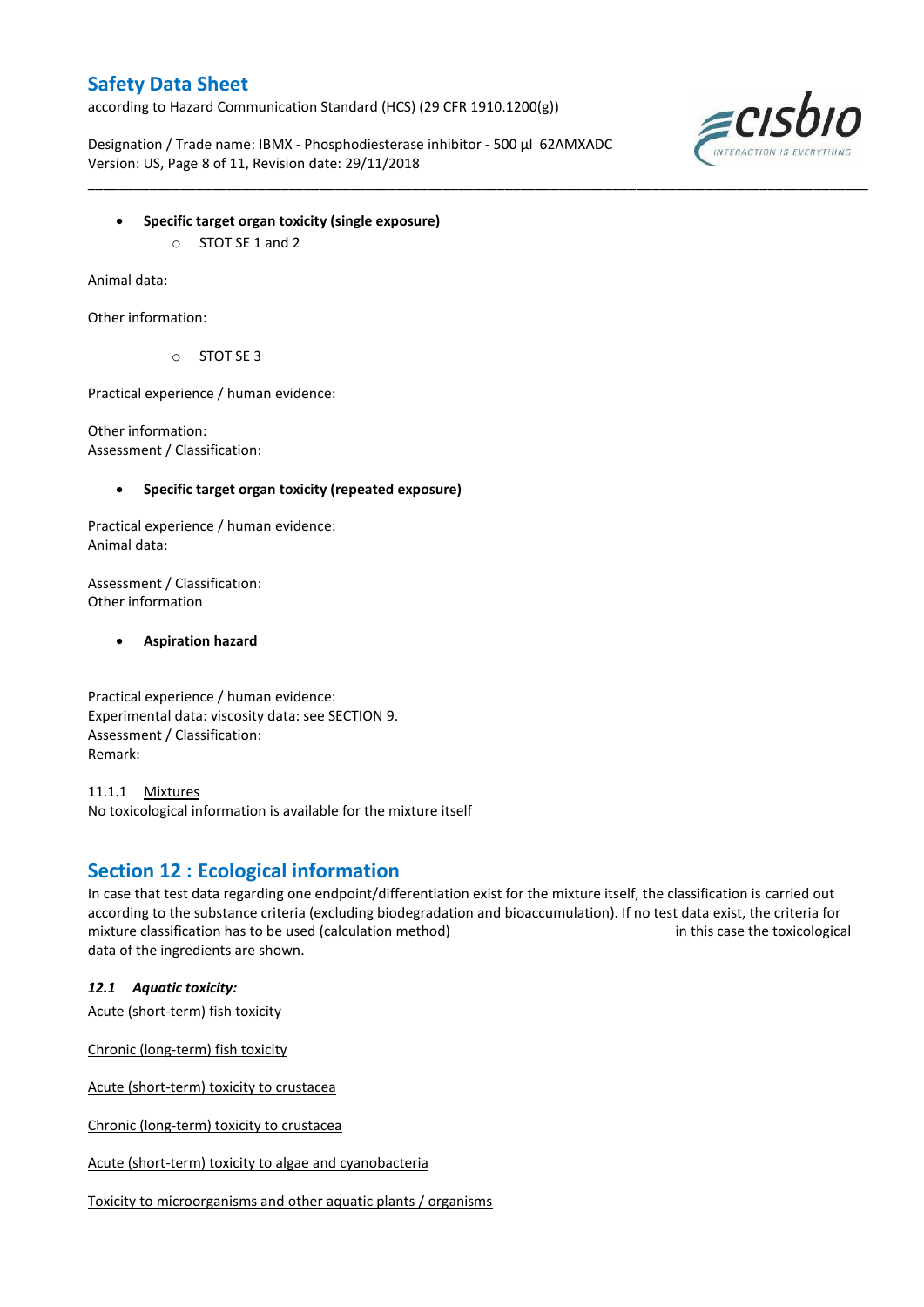- **Specific target organ toxicity (single exposure)**
    - STOT SE 1 and 2

Animal data:

Other information:

- STOT SE 3

Practical experience / human evidence:

Other information:
Assessment / Classification:

- **Specific target organ toxicity (repeated exposure)**

Practical experience / human evidence:
Animal data:

Assessment / Classification:
Other information

- **Aspiration hazard**

Practical experience / human evidence:
Experimental data: viscosity data: see SECTION 9.
Assessment / Classification:
Remark:

11.1.1 Mixtures
No toxicological information is available for the mixture itself

## Section 12 : Ecological information

In case that test data regarding one endpoint/differentiation exist for the mixture itself, the classification is carried out according to the substance criteria (excluding biodegradation and bioaccumulation). If no test data exist, the criteria for mixture classification has to be used (calculation method) in this case the toxicological data of the ingredients are shown.

### *12.1 Aquatic toxicity:*

Acute (short-term) fish toxicity

Chronic (long-term) fish toxicity

Acute (short-term) toxicity to crustacea

Chronic (long-term) toxicity to crustacea

Acute (short-term) toxicity to algae and cyanobacteria

Toxicity to microorganisms and other aquatic plants / organisms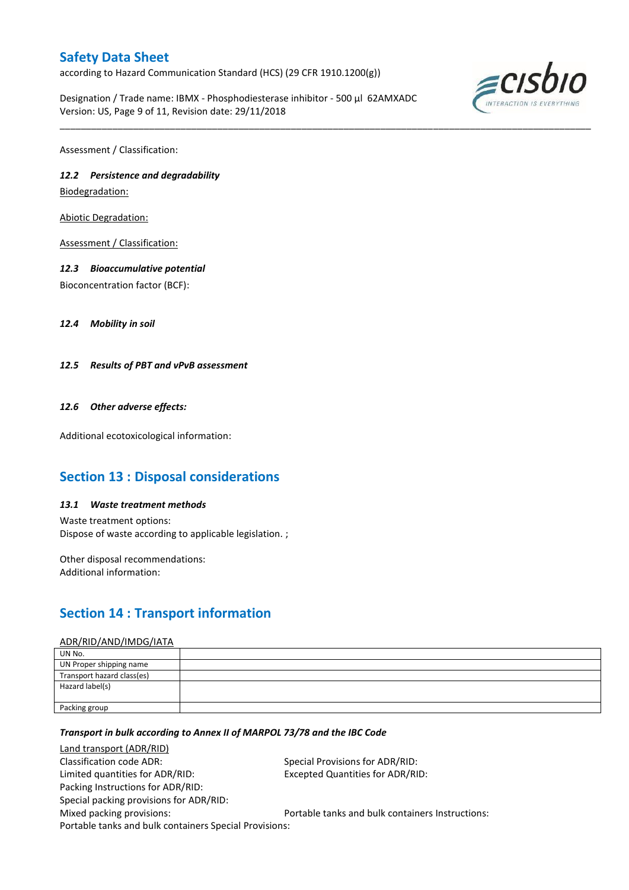Assessment / Classification:

*12.2 Persistence and degradability*

Biodegradation:

Abiotic Degradation:

Assessment / Classification:

*12.3 Bioaccumulative potential*

Bioconcentration factor (BCF):

*12.4 Mobility in soil*

*12.5 Results of PBT and vPvB assessment*

*12.6 Other adverse effects:*

Additional ecotoxicological information:

## Section 13 : Disposal considerations

*13.1 Waste treatment methods*

Waste treatment options:
Dispose of waste according to applicable legislation. ;

Other disposal recommendations:
Additional information:

## Section 14 : Transport information

ADR/RID/AND/IMDG/IATA

| | |
|---|---|
| UN No. | |
| UN Proper shipping name | |
| Transport hazard class(es) | |
| Hazard label(s) | |
| Packing group | |

***Transport in bulk according to Annex II of MARPOL 73/78 and the IBC Code***

Land transport (ADR/RID)

Classification code ADR:
Special Provisions for ADR/RID:
Limited quantities for ADR/RID:
Excepted Quantities for ADR/RID:
Packing Instructions for ADR/RID:
Special packing provisions for ADR/RID:
Mixed packing provisions:
Portable tanks and bulk containers Instructions:
Portable tanks and bulk containers Special Provisions: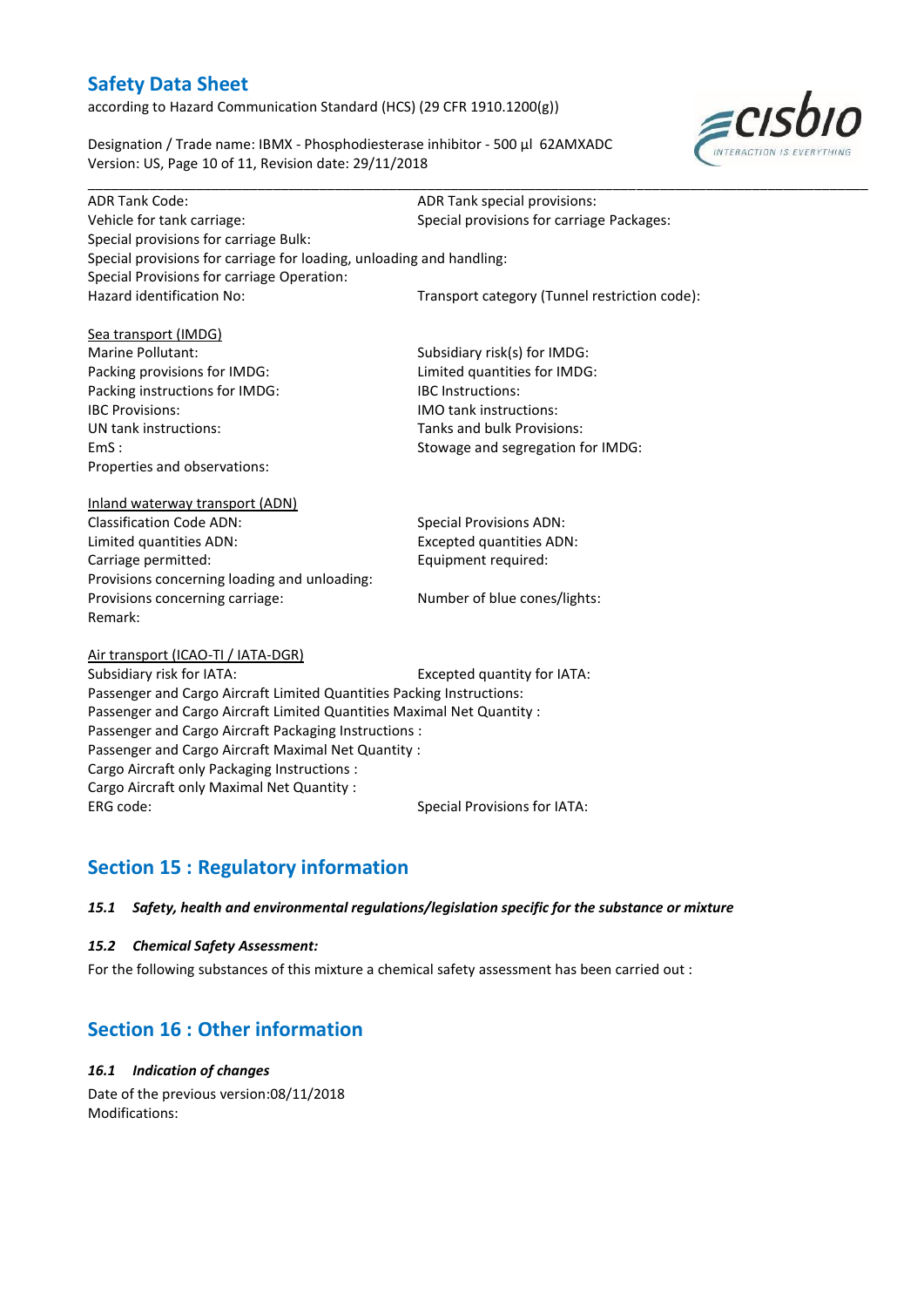ADR Tank Code: ADR Tank special provisions:
Vehicle for tank carriage: Special provisions for carriage Packages:
Special provisions for carriage Bulk:
Special provisions for carriage for loading, unloading and handling:
Special Provisions for carriage Operation:
Hazard identification No: Transport category (Tunnel restriction code):

Sea transport (IMDG)
Marine Pollutant: Subsidiary risk(s) for IMDG:
Packing provisions for IMDG: Limited quantities for IMDG:
Packing instructions for IMDG: IBC Instructions:
IBC Provisions: IMO tank instructions:
UN tank instructions: Tanks and bulk Provisions:
EmS : Stowage and segregation for IMDG:
Properties and observations:

Inland waterway transport (ADN)
Classification Code ADN: Special Provisions ADN:
Limited quantities ADN: Excepted quantities ADN:
Carriage permitted: Equipment required:
Provisions concerning loading and unloading:
Provisions concerning carriage: Number of blue cones/lights:
Remark:

Air transport (ICAO-TI / IATA-DGR)
Subsidiary risk for IATA: Excepted quantity for IATA:
Passenger and Cargo Aircraft Limited Quantities Packing Instructions:
Passenger and Cargo Aircraft Limited Quantities Maximal Net Quantity :
Passenger and Cargo Aircraft Packaging Instructions :
Passenger and Cargo Aircraft Maximal Net Quantity :
Cargo Aircraft only Packaging Instructions :
Cargo Aircraft only Maximal Net Quantity :
ERG code: Special Provisions for IATA:

## Section 15 : Regulatory information

### *15.1 Safety, health and environmental regulations/legislation specific for the substance or mixture*

### *15.2 Chemical Safety Assessment:*

For the following substances of this mixture a chemical safety assessment has been carried out :

## Section 16 : Other information

### *16.1 Indication of changes*

Date of the previous version:08/11/2018
Modifications: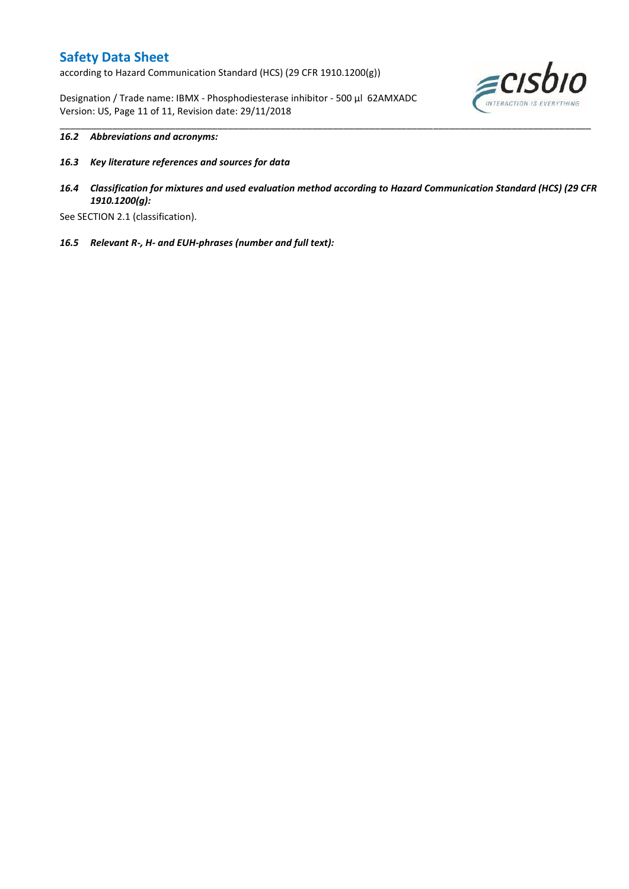### *16.2 Abbreviations and acronyms:*

### *16.3 Key literature references and sources for data*

### *16.4 Classification for mixtures and used evaluation method according to Hazard Communication Standard (HCS) (29 CFR 1910.1200(g):*

See SECTION 2.1 (classification).

### *16.5 Relevant R-, H- and EUH-phrases (number and full text):*